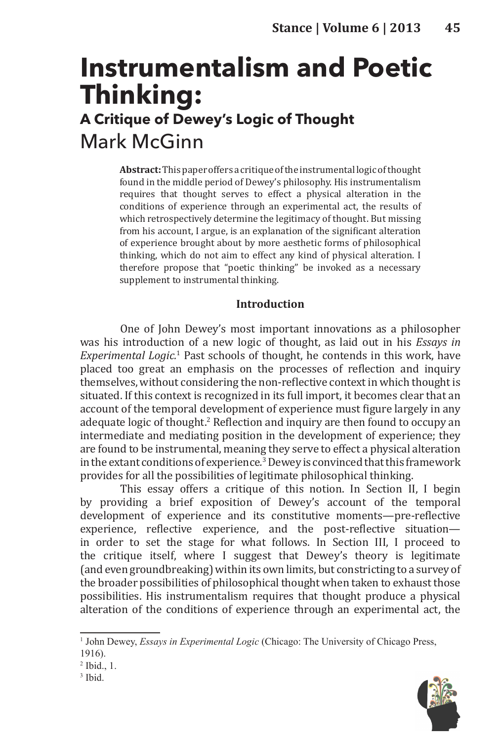# Instrumentalism and Poetic Thinking:

## A Critique of Dewey's Logic of Thought

Mark McGinn

**Abstract:** This paper offers a critique of the instrumental logic of thought found in the middle period of Dewey's philosophy. His instrumentalism requires that thought serves to effect a physical alteration in the conditions of experience through an experimental act, the results of which retrospectively determine the legitimacy of thought. But missing from his account, I argue, is an explanation of the significant alteration of experience brought about by more aesthetic forms of philosophical thinking, which do not aim to effect any kind of physical alteration. I therefore propose that "poetic thinking" be invoked as a necessary supplement to instrumental thinking.

### Introduction

One of John Dewey's most important innovations as a philosopher was his introduction of a new logic of thought, as laid out in his *Essays in Experimental Logic*.[1] Past schools of thought, he contends in this work, have placed too great an emphasis on the processes of reflection and inquiry themselves, without considering the non-reflective context in which thought is situated. If this context is recognized in its full import, it becomes clear that an account of the temporal development of experience must figure largely in any adequate logic of thought.[2] Reflection and inquiry are then found to occupy an intermediate and mediating position in the development of experience; they are found to be instrumental, meaning they serve to effect a physical alteration in the extant conditions of experience.[3] Dewey is convinced that this framework provides for all the possibilities of legitimate philosophical thinking.

This essay offers a critique of this notion. In Section II, I begin by providing a brief exposition of Dewey's account of the temporal development of experience and its constitutive moments—pre-reflective experience, reflective experience, and the post-reflective situation—in order to set the stage for what follows. In Section III, I proceed to the critique itself, where I suggest that Dewey's theory is legitimate (and even groundbreaking) within its own limits, but constricting to a survey of the broader possibilities of philosophical thought when taken to exhaust those possibilities. His instrumentalism requires that thought produce a physical alteration of the conditions of experience through an experimental act, the

---

[1] John Dewey, *Essays in Experimental Logic* (Chicago: The University of Chicago Press, 1916).

[2] Ibid., 1.

[3] Ibid.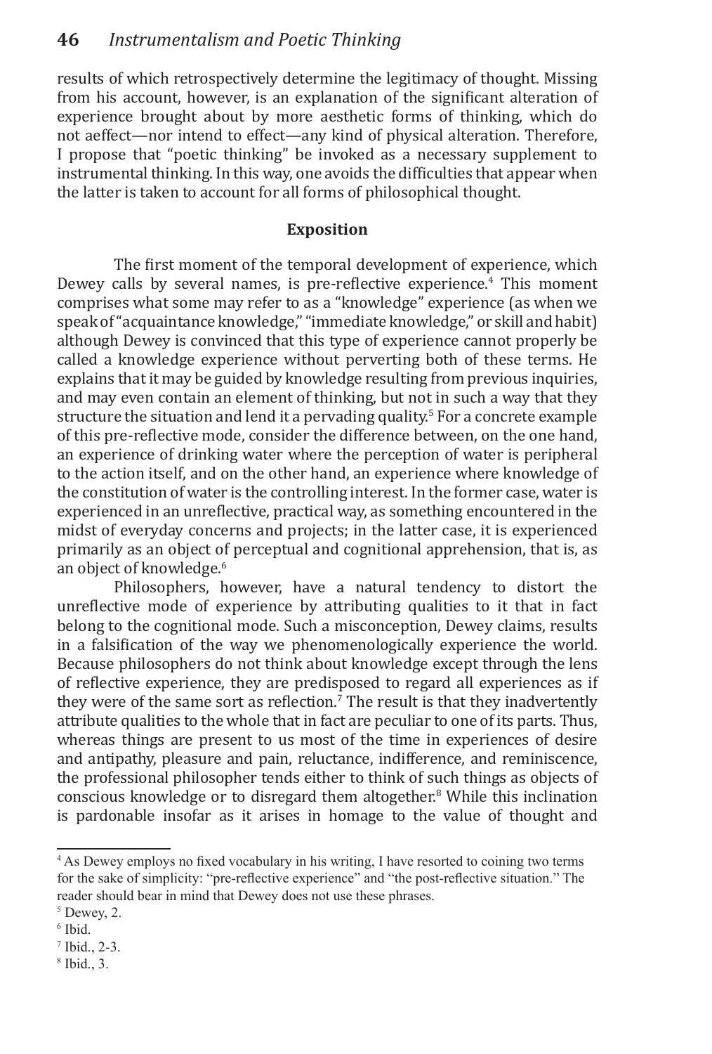results of which retrospectively determine the legitimacy of thought. Missing from his account, however, is an explanation of the significant alteration of experience brought about by more aesthetic forms of thinking, which do not aeffect—nor intend to effect—any kind of physical alteration. Therefore, I propose that "poetic thinking" be invoked as a necessary supplement to instrumental thinking. In this way, one avoids the difficulties that appear when the latter is taken to account for all forms of philosophical thought.

## Exposition

The first moment of the temporal development of experience, which Dewey calls by several names, is pre-reflective experience.[4] This moment comprises what some may refer to as a "knowledge" experience (as when we speak of "acquaintance knowledge," "immediate knowledge," or skill and habit) although Dewey is convinced that this type of experience cannot properly be called a knowledge experience without perverting both of these terms. He explains that it may be guided by knowledge resulting from previous inquiries, and may even contain an element of thinking, but not in such a way that they structure the situation and lend it a pervading quality.[5] For a concrete example of this pre-reflective mode, consider the difference between, on the one hand, an experience of drinking water where the perception of water is peripheral to the action itself, and on the other hand, an experience where knowledge of the constitution of water is the controlling interest. In the former case, water is experienced in an unreflective, practical way, as something encountered in the midst of everyday concerns and projects; in the latter case, it is experienced primarily as an object of perceptual and cognitional apprehension, that is, as an object of knowledge.[6]

Philosophers, however, have a natural tendency to distort the unreflective mode of experience by attributing qualities to it that in fact belong to the cognitional mode. Such a misconception, Dewey claims, results in a falsification of the way we phenomenologically experience the world. Because philosophers do not think about knowledge except through the lens of reflective experience, they are predisposed to regard all experiences as if they were of the same sort as reflection.[7] The result is that they inadvertently attribute qualities to the whole that in fact are peculiar to one of its parts. Thus, whereas things are present to us most of the time in experiences of desire and antipathy, pleasure and pain, reluctance, indifference, and reminiscence, the professional philosopher tends either to think of such things as objects of conscious knowledge or to disregard them altogether.[8] While this inclination is pardonable insofar as it arises in homage to the value of thought and

---

[4] As Dewey employs no fixed vocabulary in his writing, I have resorted to coining two terms for the sake of simplicity: "pre-reflective experience" and "the post-reflective situation." The reader should bear in mind that Dewey does not use these phrases.

[5] Dewey, 2.

[6] Ibid.

[7] Ibid., 2-3.

[8] Ibid., 3.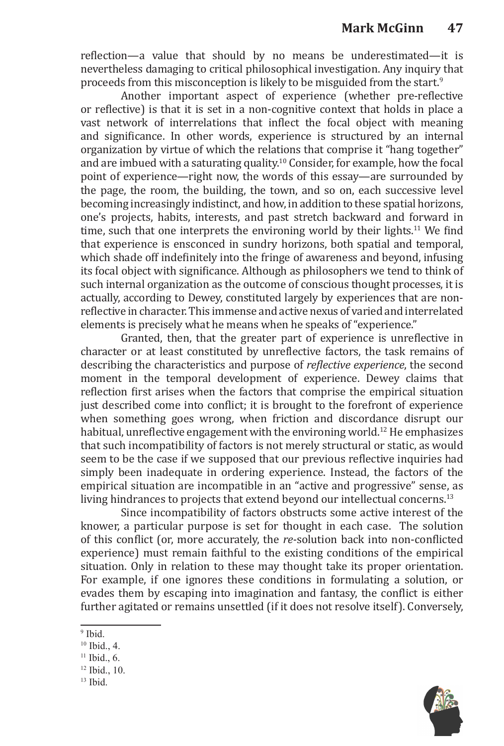reflection—a value that should by no means be underestimated—it is nevertheless damaging to critical philosophical investigation. Any inquiry that proceeds from this misconception is likely to be misguided from the start.[9]

Another important aspect of experience (whether pre-reflective or reflective) is that it is set in a non-cognitive context that holds in place a vast network of interrelations that inflect the focal object with meaning and significance. In other words, experience is structured by an internal organization by virtue of which the relations that comprise it "hang together" and are imbued with a saturating quality.[10] Consider, for example, how the focal point of experience—right now, the words of this essay—are surrounded by the page, the room, the building, the town, and so on, each successive level becoming increasingly indistinct, and how, in addition to these spatial horizons, one's projects, habits, interests, and past stretch backward and forward in time, such that one interprets the environing world by their lights.[11] We find that experience is ensconced in sundry horizons, both spatial and temporal, which shade off indefinitely into the fringe of awareness and beyond, infusing its focal object with significance. Although as philosophers we tend to think of such internal organization as the outcome of conscious thought processes, it is actually, according to Dewey, constituted largely by experiences that are non-reflective in character. This immense and active nexus of varied and interrelated elements is precisely what he means when he speaks of "experience."

Granted, then, that the greater part of experience is unreflective in character or at least constituted by unreflective factors, the task remains of describing the characteristics and purpose of *reflective experience*, the second moment in the temporal development of experience. Dewey claims that reflection first arises when the factors that comprise the empirical situation just described come into conflict; it is brought to the forefront of experience when something goes wrong, when friction and discordance disrupt our habitual, unreflective engagement with the environing world.[12] He emphasizes that such incompatibility of factors is not merely structural or static, as would seem to be the case if we supposed that our previous reflective inquiries had simply been inadequate in ordering experience. Instead, the factors of the empirical situation are incompatible in an "active and progressive" sense, as living hindrances to projects that extend beyond our intellectual concerns.[13]

Since incompatibility of factors obstructs some active interest of the knower, a particular purpose is set for thought in each case. The solution of this conflict (or, more accurately, the *re*-solution back into non-conflicted experience) must remain faithful to the existing conditions of the empirical situation. Only in relation to these may thought take its proper orientation. For example, if one ignores these conditions in formulating a solution, or evades them by escaping into imagination and fantasy, the conflict is either further agitated or remains unsettled (if it does not resolve itself). Conversely,

---

[9] Ibid.

[10] Ibid., 4.

[11] Ibid., 6.

[12] Ibid., 10.

[13] Ibid.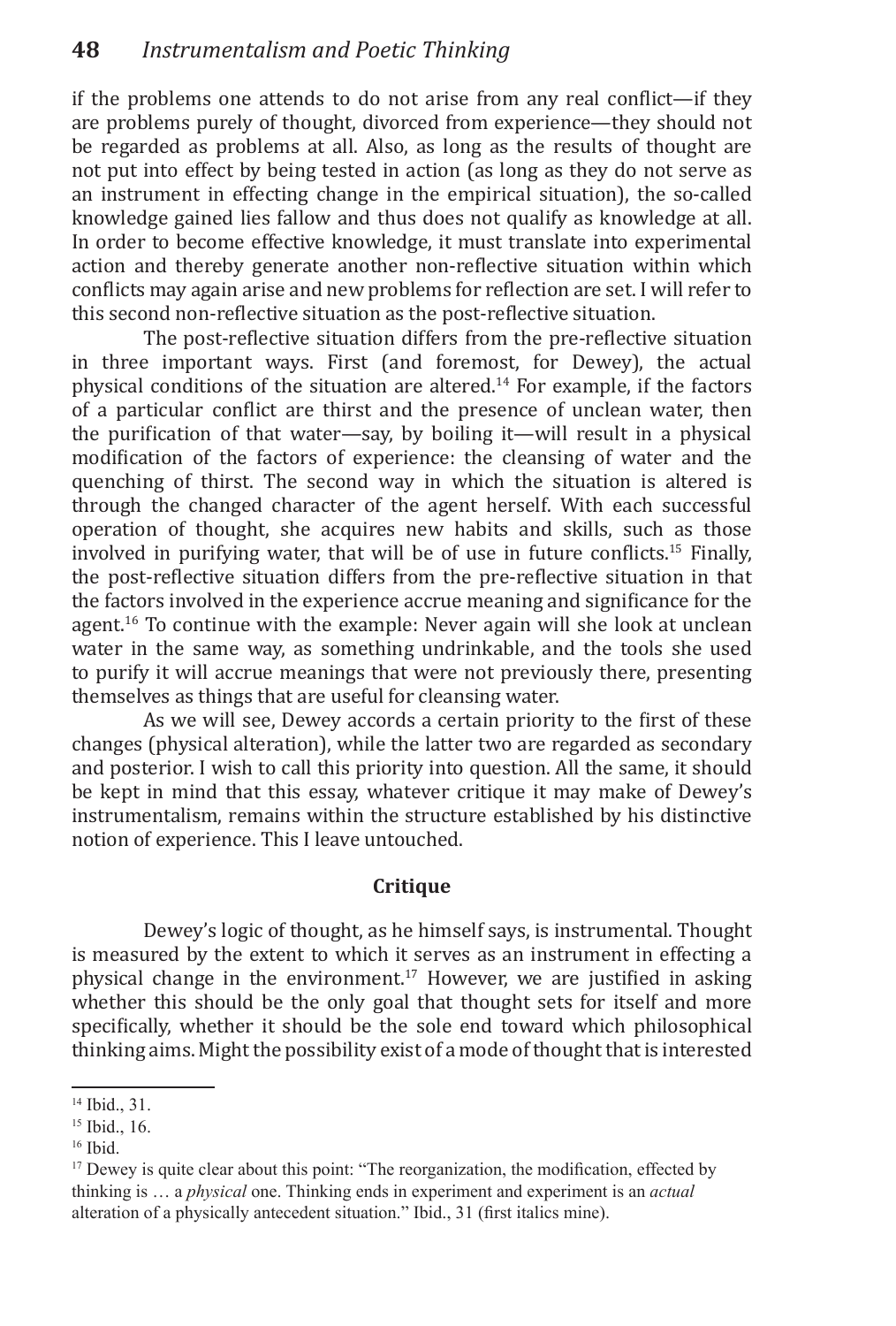if the problems one attends to do not arise from any real conflict—if they are problems purely of thought, divorced from experience—they should not be regarded as problems at all. Also, as long as the results of thought are not put into effect by being tested in action (as long as they do not serve as an instrument in effecting change in the empirical situation), the so-called knowledge gained lies fallow and thus does not qualify as knowledge at all. In order to become effective knowledge, it must translate into experimental action and thereby generate another non-reflective situation within which conflicts may again arise and new problems for reflection are set. I will refer to this second non-reflective situation as the post-reflective situation.

The post-reflective situation differs from the pre-reflective situation in three important ways. First (and foremost, for Dewey), the actual physical conditions of the situation are altered.[14] For example, if the factors of a particular conflict are thirst and the presence of unclean water, then the purification of that water—say, by boiling it—will result in a physical modification of the factors of experience: the cleansing of water and the quenching of thirst. The second way in which the situation is altered is through the changed character of the agent herself. With each successful operation of thought, she acquires new habits and skills, such as those involved in purifying water, that will be of use in future conflicts.[15] Finally, the post-reflective situation differs from the pre-reflective situation in that the factors involved in the experience accrue meaning and significance for the agent.[16] To continue with the example: Never again will she look at unclean water in the same way, as something undrinkable, and the tools she used to purify it will accrue meanings that were not previously there, presenting themselves as things that are useful for cleansing water.

As we will see, Dewey accords a certain priority to the first of these changes (physical alteration), while the latter two are regarded as secondary and posterior. I wish to call this priority into question. All the same, it should be kept in mind that this essay, whatever critique it may make of Dewey's instrumentalism, remains within the structure established by his distinctive notion of experience. This I leave untouched.

### Critique

Dewey's logic of thought, as he himself says, is instrumental. Thought is measured by the extent to which it serves as an instrument in effecting a physical change in the environment.[17] However, we are justified in asking whether this should be the only goal that thought sets for itself and more specifically, whether it should be the sole end toward which philosophical thinking aims. Might the possibility exist of a mode of thought that is interested

---

[14] Ibid., 31.

[15] Ibid., 16.

[16] Ibid.

[17] Dewey is quite clear about this point: "The reorganization, the modification, effected by thinking is … a *physical* one. Thinking ends in experiment and experiment is an *actual* alteration of a physically antecedent situation." Ibid., 31 (first italics mine).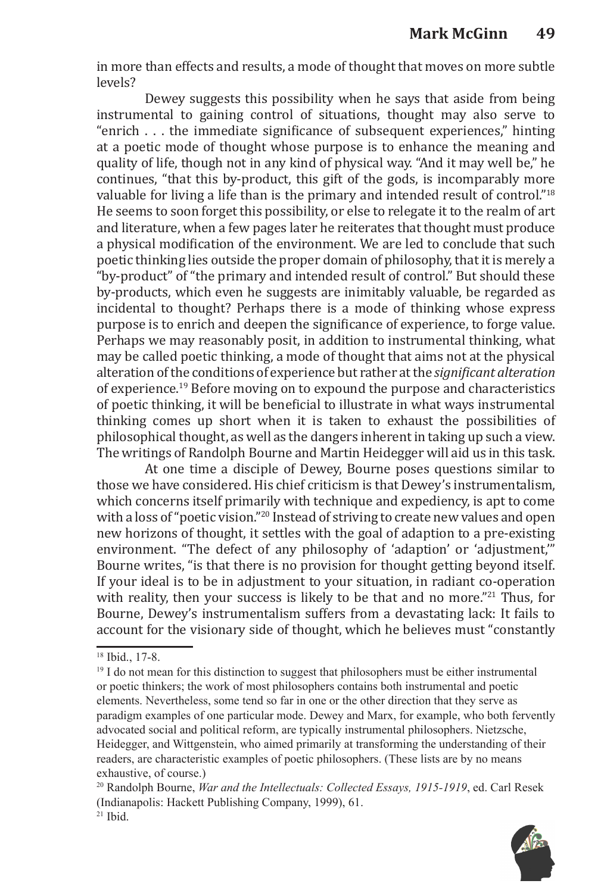in more than effects and results, a mode of thought that moves on more subtle levels?

Dewey suggests this possibility when he says that aside from being instrumental to gaining control of situations, thought may also serve to "enrich . . . the immediate significance of subsequent experiences," hinting at a poetic mode of thought whose purpose is to enhance the meaning and quality of life, though not in any kind of physical way. "And it may well be," he continues, "that this by-product, this gift of the gods, is incomparably more valuable for living a life than is the primary and intended result of control."[18] He seems to soon forget this possibility, or else to relegate it to the realm of art and literature, when a few pages later he reiterates that thought must produce a physical modification of the environment. We are led to conclude that such poetic thinking lies outside the proper domain of philosophy, that it is merely a "by-product" of "the primary and intended result of control." But should these by-products, which even he suggests are inimitably valuable, be regarded as incidental to thought? Perhaps there is a mode of thinking whose express purpose is to enrich and deepen the significance of experience, to forge value. Perhaps we may reasonably posit, in addition to instrumental thinking, what may be called poetic thinking, a mode of thought that aims not at the physical alteration of the conditions of experience but rather at the *significant alteration* of experience.[19] Before moving on to expound the purpose and characteristics of poetic thinking, it will be beneficial to illustrate in what ways instrumental thinking comes up short when it is taken to exhaust the possibilities of philosophical thought, as well as the dangers inherent in taking up such a view. The writings of Randolph Bourne and Martin Heidegger will aid us in this task.

At one time a disciple of Dewey, Bourne poses questions similar to those we have considered. His chief criticism is that Dewey's instrumentalism, which concerns itself primarily with technique and expediency, is apt to come with a loss of "poetic vision."[20] Instead of striving to create new values and open new horizons of thought, it settles with the goal of adaption to a pre-existing environment. "The defect of any philosophy of 'adaption' or 'adjustment,'" Bourne writes, "is that there is no provision for thought getting beyond itself. If your ideal is to be in adjustment to your situation, in radiant co-operation with reality, then your success is likely to be that and no more."[21] Thus, for Bourne, Dewey's instrumentalism suffers from a devastating lack: It fails to account for the visionary side of thought, which he believes must "constantly

---

[18] Ibid., 17-8.

[19] I do not mean for this distinction to suggest that philosophers must be either instrumental or poetic thinkers; the work of most philosophers contains both instrumental and poetic elements. Nevertheless, some tend so far in one or the other direction that they serve as paradigm examples of one particular mode. Dewey and Marx, for example, who both fervently advocated social and political reform, are typically instrumental philosophers. Nietzsche, Heidegger, and Wittgenstein, who aimed primarily at transforming the understanding of their readers, are characteristic examples of poetic philosophers. (These lists are by no means exhaustive, of course.)

[20] Randolph Bourne, *War and the Intellectuals: Collected Essays, 1915-1919*, ed. Carl Resek (Indianapolis: Hackett Publishing Company, 1999), 61.

[21] Ibid.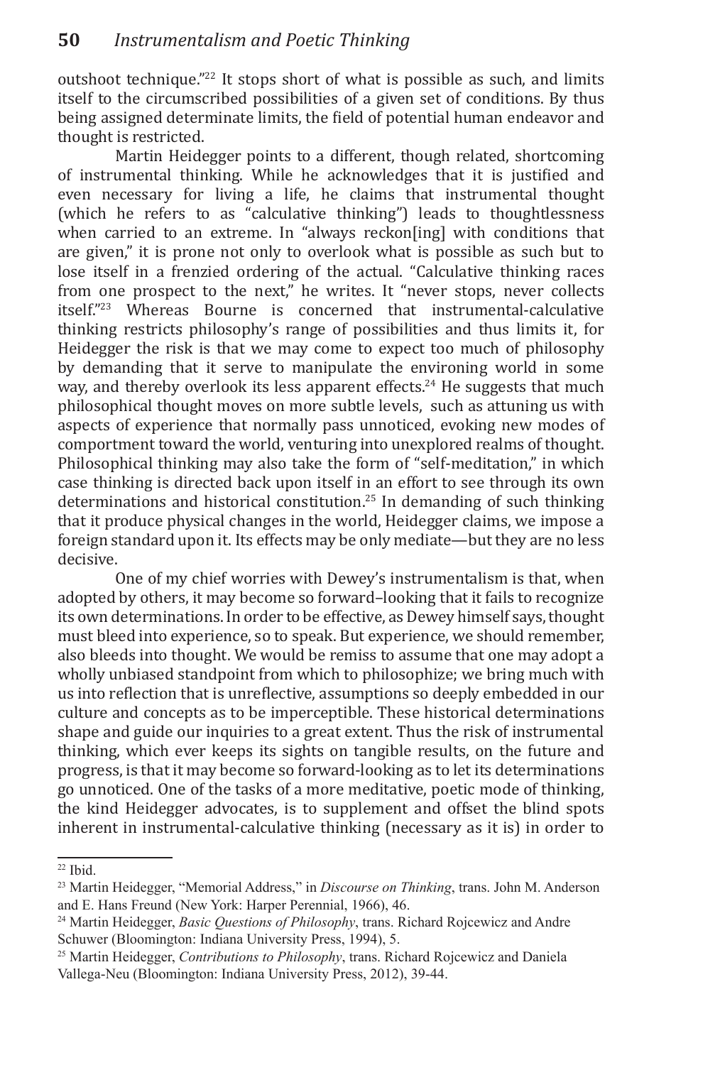outshoot technique."[22] It stops short of what is possible as such, and limits itself to the circumscribed possibilities of a given set of conditions. By thus being assigned determinate limits, the field of potential human endeavor and thought is restricted.

Martin Heidegger points to a different, though related, shortcoming of instrumental thinking. While he acknowledges that it is justified and even necessary for living a life, he claims that instrumental thought (which he refers to as "calculative thinking") leads to thoughtlessness when carried to an extreme. In "always reckon[ing] with conditions that are given," it is prone not only to overlook what is possible as such but to lose itself in a frenzied ordering of the actual. "Calculative thinking races from one prospect to the next," he writes. It "never stops, never collects itself."[23] Whereas Bourne is concerned that instrumental-calculative thinking restricts philosophy's range of possibilities and thus limits it, for Heidegger the risk is that we may come to expect too much of philosophy by demanding that it serve to manipulate the environing world in some way, and thereby overlook its less apparent effects.[24] He suggests that much philosophical thought moves on more subtle levels, such as attuning us with aspects of experience that normally pass unnoticed, evoking new modes of comportment toward the world, venturing into unexplored realms of thought. Philosophical thinking may also take the form of "self-meditation," in which case thinking is directed back upon itself in an effort to see through its own determinations and historical constitution.[25] In demanding of such thinking that it produce physical changes in the world, Heidegger claims, we impose a foreign standard upon it. Its effects may be only mediate—but they are no less decisive.

One of my chief worries with Dewey's instrumentalism is that, when adopted by others, it may become so forward–looking that it fails to recognize its own determinations. In order to be effective, as Dewey himself says, thought must bleed into experience, so to speak. But experience, we should remember, also bleeds into thought. We would be remiss to assume that one may adopt a wholly unbiased standpoint from which to philosophize; we bring much with us into reflection that is unreflective, assumptions so deeply embedded in our culture and concepts as to be imperceptible. These historical determinations shape and guide our inquiries to a great extent. Thus the risk of instrumental thinking, which ever keeps its sights on tangible results, on the future and progress, is that it may become so forward-looking as to let its determinations go unnoticed. One of the tasks of a more meditative, poetic mode of thinking, the kind Heidegger advocates, is to supplement and offset the blind spots inherent in instrumental-calculative thinking (necessary as it is) in order to

---

[22] Ibid.

[23] Martin Heidegger, "Memorial Address," in *Discourse on Thinking*, trans. John M. Anderson and E. Hans Freund (New York: Harper Perennial, 1966), 46.

[24] Martin Heidegger, *Basic Questions of Philosophy*, trans. Richard Rojcewicz and Andre Schuwer (Bloomington: Indiana University Press, 1994), 5.

[25] Martin Heidegger, *Contributions to Philosophy*, trans. Richard Rojcewicz and Daniela Vallega-Neu (Bloomington: Indiana University Press, 2012), 39-44.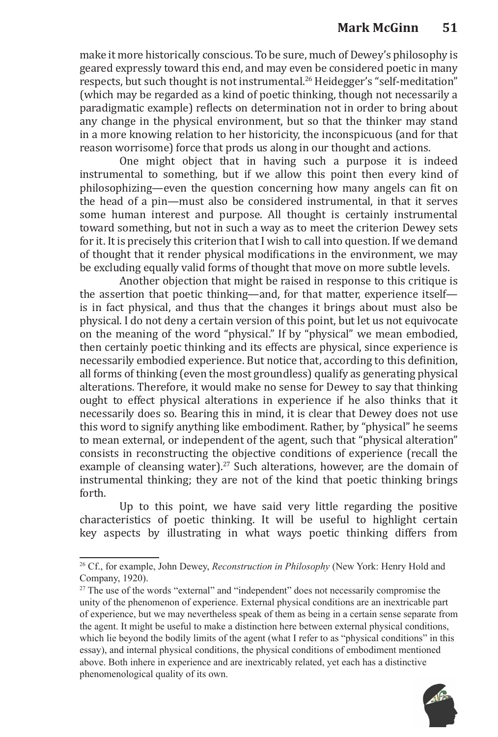make it more historically conscious. To be sure, much of Dewey's philosophy is geared expressly toward this end, and may even be considered poetic in many respects, but such thought is not instrumental.[26] Heidegger's "self-meditation" (which may be regarded as a kind of poetic thinking, though not necessarily a paradigmatic example) reflects on determination not in order to bring about any change in the physical environment, but so that the thinker may stand in a more knowing relation to her historicity, the inconspicuous (and for that reason worrisome) force that prods us along in our thought and actions.

One might object that in having such a purpose it is indeed instrumental to something, but if we allow this point then every kind of philosophizing—even the question concerning how many angels can fit on the head of a pin—must also be considered instrumental, in that it serves some human interest and purpose. All thought is certainly instrumental toward something, but not in such a way as to meet the criterion Dewey sets for it. It is precisely this criterion that I wish to call into question. If we demand of thought that it render physical modifications in the environment, we may be excluding equally valid forms of thought that move on more subtle levels.

Another objection that might be raised in response to this critique is the assertion that poetic thinking—and, for that matter, experience itself—is in fact physical, and thus that the changes it brings about must also be physical. I do not deny a certain version of this point, but let us not equivocate on the meaning of the word "physical." If by "physical" we mean embodied, then certainly poetic thinking and its effects are physical, since experience is necessarily embodied experience. But notice that, according to this definition, all forms of thinking (even the most groundless) qualify as generating physical alterations. Therefore, it would make no sense for Dewey to say that thinking ought to effect physical alterations in experience if he also thinks that it necessarily does so. Bearing this in mind, it is clear that Dewey does not use this word to signify anything like embodiment. Rather, by "physical" he seems to mean external, or independent of the agent, such that "physical alteration" consists in reconstructing the objective conditions of experience (recall the example of cleansing water).[27] Such alterations, however, are the domain of instrumental thinking; they are not of the kind that poetic thinking brings forth.

Up to this point, we have said very little regarding the positive characteristics of poetic thinking. It will be useful to highlight certain key aspects by illustrating in what ways poetic thinking differs from

---

[26] Cf., for example, John Dewey, *Reconstruction in Philosophy* (New York: Henry Hold and Company, 1920).

[27] The use of the words "external" and "independent" does not necessarily compromise the unity of the phenomenon of experience. External physical conditions are an inextricable part of experience, but we may nevertheless speak of them as being in a certain sense separate from the agent. It might be useful to make a distinction here between external physical conditions, which lie beyond the bodily limits of the agent (what I refer to as "physical conditions" in this essay), and internal physical conditions, the physical conditions of embodiment mentioned above. Both inhere in experience and are inextricably related, yet each has a distinctive phenomenological quality of its own.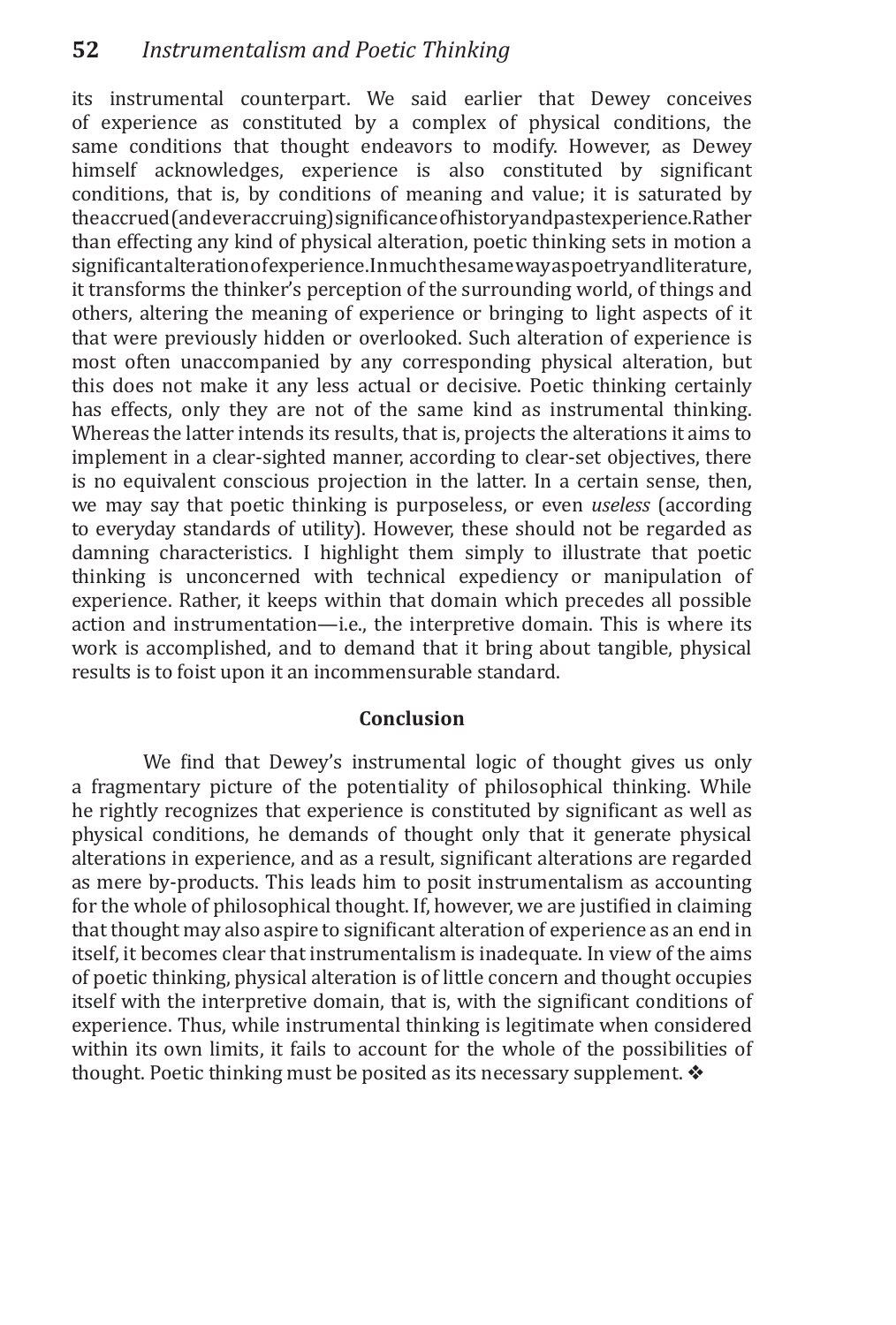its instrumental counterpart. We said earlier that Dewey conceives of experience as constituted by a complex of physical conditions, the same conditions that thought endeavors to modify. However, as Dewey himself acknowledges, experience is also constituted by significant conditions, that is, by conditions of meaning and value; it is saturated by the accrued (and ever accruing) significance of history and past experience. Rather than effecting any kind of physical alteration, poetic thinking sets in motion a significant alteration of experience. In much the same way as poetry and literature, it transforms the thinker's perception of the surrounding world, of things and others, altering the meaning of experience or bringing to light aspects of it that were previously hidden or overlooked. Such alteration of experience is most often unaccompanied by any corresponding physical alteration, but this does not make it any less actual or decisive. Poetic thinking certainly has effects, only they are not of the same kind as instrumental thinking. Whereas the latter intends its results, that is, projects the alterations it aims to implement in a clear-sighted manner, according to clear-set objectives, there is no equivalent conscious projection in the latter. In a certain sense, then, we may say that poetic thinking is purposeless, or even *useless* (according to everyday standards of utility). However, these should not be regarded as damning characteristics. I highlight them simply to illustrate that poetic thinking is unconcerned with technical expediency or manipulation of experience. Rather, it keeps within that domain which precedes all possible action and instrumentation—i.e., the interpretive domain. This is where its work is accomplished, and to demand that it bring about tangible, physical results is to foist upon it an incommensurable standard.

## Conclusion

We find that Dewey's instrumental logic of thought gives us only a fragmentary picture of the potentiality of philosophical thinking. While he rightly recognizes that experience is constituted by significant as well as physical conditions, he demands of thought only that it generate physical alterations in experience, and as a result, significant alterations are regarded as mere by-products. This leads him to posit instrumentalism as accounting for the whole of philosophical thought. If, however, we are justified in claiming that thought may also aspire to significant alteration of experience as an end in itself, it becomes clear that instrumentalism is inadequate. In view of the aims of poetic thinking, physical alteration is of little concern and thought occupies itself with the interpretive domain, that is, with the significant conditions of experience. Thus, while instrumental thinking is legitimate when considered within its own limits, it fails to account for the whole of the possibilities of thought. Poetic thinking must be posited as its necessary supplement. ❖